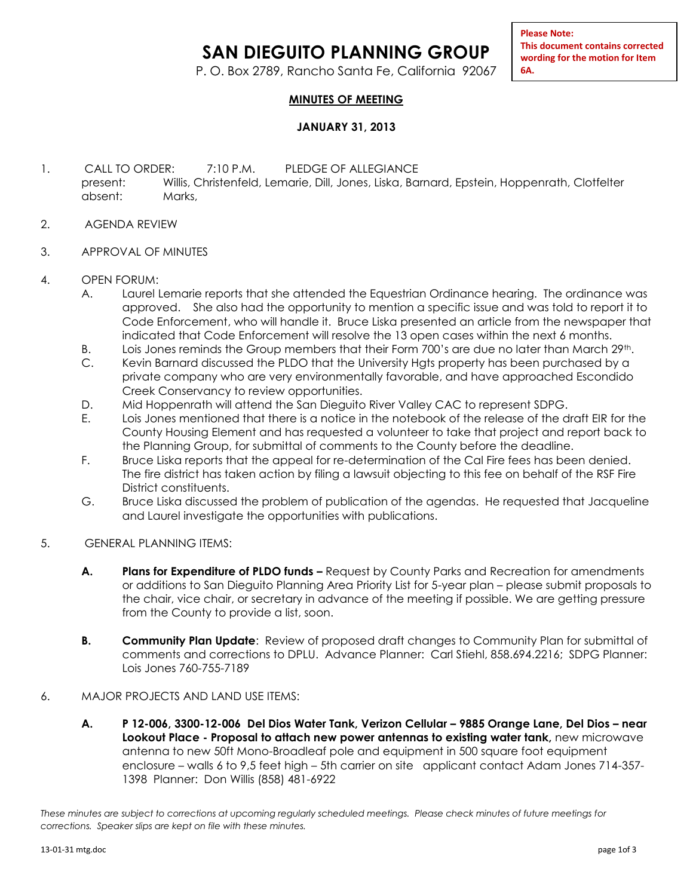**Please Note:**
**This document contains corrected wording for the motion for Item 6A.**

# SAN DIEGUITO PLANNING GROUP

P. O. Box 2789, Rancho Santa Fe, California 92067

**MINUTES OF MEETING**

**JANUARY 31, 2013**

1. CALL TO ORDER: 7:10 P.M. PLEDGE OF ALLEGIANCE
   present: Willis, Christenfeld, Lemarie, Dill, Jones, Liska, Barnard, Epstein, Hoppenrath, Clotfelter
   absent: Marks,

2. AGENDA REVIEW

3. APPROVAL OF MINUTES

4. OPEN FORUM:
   A. Laurel Lemarie reports that she attended the Equestrian Ordinance hearing. The ordinance was approved. She also had the opportunity to mention a specific issue and was told to report it to Code Enforcement, who will handle it. Bruce Liska presented an article from the newspaper that indicated that Code Enforcement will resolve the 13 open cases within the next 6 months.
   B. Lois Jones reminds the Group members that their Form 700's are due no later than March 29th.
   C. Kevin Barnard discussed the PLDO that the University Hgts property has been purchased by a private company who are very environmentally favorable, and have approached Escondido Creek Conservancy to review opportunities.
   D. Mid Hoppenrath will attend the San Dieguito River Valley CAC to represent SDPG.
   E. Lois Jones mentioned that there is a notice in the notebook of the release of the draft EIR for the County Housing Element and has requested a volunteer to take that project and report back to the Planning Group, for submittal of comments to the County before the deadline.
   F. Bruce Liska reports that the appeal for re-determination of the Cal Fire fees has been denied. The fire district has taken action by filing a lawsuit objecting to this fee on behalf of the RSF Fire District constituents.
   G. Bruce Liska discussed the problem of publication of the agendas. He requested that Jacqueline and Laurel investigate the opportunities with publications.

5. GENERAL PLANNING ITEMS:

   **A. Plans for Expenditure of PLDO funds –** Request by County Parks and Recreation for amendments or additions to San Dieguito Planning Area Priority List for 5-year plan – please submit proposals to the chair, vice chair, or secretary in advance of the meeting if possible. We are getting pressure from the County to provide a list, soon.

   **B. Community Plan Update**: Review of proposed draft changes to Community Plan for submittal of comments and corrections to DPLU. Advance Planner: Carl Stiehl, 858.694.2216; SDPG Planner: Lois Jones 760-755-7189

6. MAJOR PROJECTS AND LAND USE ITEMS:

   **A. P 12-006, 3300-12-006 Del Dios Water Tank, Verizon Cellular – 9885 Orange Lane, Del Dios – near Lookout Place - Proposal to attach new power antennas to existing water tank,** new microwave antenna to new 50ft Mono-Broadleaf pole and equipment in 500 square foot equipment enclosure – walls 6 to 9,5 feet high – 5th carrier on site applicant contact Adam Jones 714-357-1398 Planner: Don Willis (858) 481-6922

*These minutes are subject to corrections at upcoming regularly scheduled meetings. Please check minutes of future meetings for corrections. Speaker slips are kept on file with these minutes.*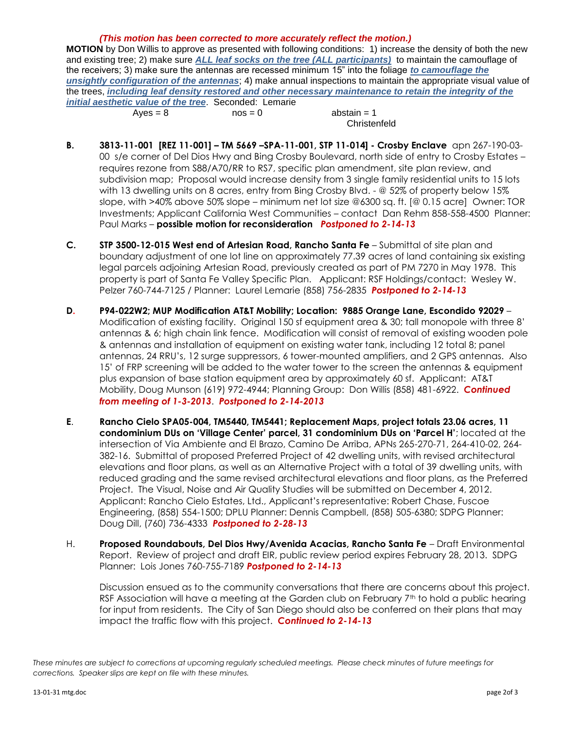*(This motion has been corrected to more accurately reflect the motion.)*

**MOTION** by Don Willis to approve as presented with following conditions: 1) increase the density of both the new and existing tree; 2) make sure ***ALL leaf socks on the tree (ALL participants)*** to maintain the camouflage of the receivers; 3) make sure the antennas are recessed minimum 15" into the foliage ***to camouflage the unsightly configuration of the antennas***; 4) make annual inspections to maintain the appropriate visual value of the trees, ***including leaf density restored and other necessary maintenance to retain the integrity of the initial aesthetic value of the tree***. Seconded: Lemarie

Ayes = 8 nos = 0 abstain = 1 Christenfeld

**B.** **3813-11-001 [REZ 11-001] – TM 5669 –SPA-11-001, STP 11-014] - Crosby Enclave** apn 267-190-03-00 s/e corner of Del Dios Hwy and Bing Crosby Boulevard, north side of entry to Crosby Estates – requires rezone from S88/A70/RR to RS7, specific plan amendment, site plan review, and subdivision map; Proposal would increase density from 3 single family residential units to 15 lots with 13 dwelling units on 8 acres, entry from Bing Crosby Blvd. - @ 52% of property below 15% slope, with >40% above 50% slope – minimum net lot size @6300 sq. ft. [@ 0.15 acre] Owner: TOR Investments; Applicant California West Communities – contact Dan Rehm 858-558-4500 Planner: Paul Marks – **possible motion for reconsideration** ***Postponed to 2-14-13***

**C.** **STP 3500-12-015 West end of Artesian Road, Rancho Santa Fe** – Submittal of site plan and boundary adjustment of one lot line on approximately 77.39 acres of land containing six existing legal parcels adjoining Artesian Road, previously created as part of PM 7270 in May 1978. This property is part of Santa Fe Valley Specific Plan. Applicant: RSF Holdings/contact: Wesley W. Pelzer 760-744-7125 / Planner: Laurel Lemarie (858) 756-2835 ***Postponed to 2-14-13***

**D.** **P94-022W2; MUP Modification AT&T Mobility; Location: 9885 Orange Lane, Escondido 92029** – Modification of existing facility. Original 150 sf equipment area & 30; tall monopole with three 8' antennas & 6; high chain link fence. Modification will consist of removal of existing wooden pole & antennas and installation of equipment on existing water tank, including 12 total 8; panel antennas, 24 RRU's, 12 surge suppressors, 6 tower-mounted amplifiers, and 2 GPS antennas. Also 15' of FRP screening will be added to the water tower to the screen the antennas & equipment plus expansion of base station equipment area by approximately 60 sf. Applicant: AT&T Mobility, Doug Munson (619) 972-4944; Planning Group: Don Willis (858) 481-6922. ***Continued from meeting of 1-3-2013***. ***Postponed to 2-14-2013***

**E**. **Rancho Cielo SPA05-004, TM5440, TM5441; Replacement Maps, project totals 23.06 acres, 11 condominium DUs on 'Village Center' parcel, 31 condominium DUs on 'Parcel H'**; located at the intersection of Via Ambiente and El Brazo, Camino De Arriba, APNs 265-270-71, 264-410-02, 264-382-16. Submittal of proposed Preferred Project of 42 dwelling units, with revised architectural elevations and floor plans, as well as an Alternative Project with a total of 39 dwelling units, with reduced grading and the same revised architectural elevations and floor plans, as the Preferred Project. The Visual, Noise and Air Quality Studies will be submitted on December 4, 2012. Applicant: Rancho Cielo Estates, Ltd., Applicant's representative: Robert Chase, Fuscoe Engineering, (858) 554-1500; DPLU Planner: Dennis Campbell, (858) 505-6380; SDPG Planner: Doug Dill, (760) 736-4333 ***Postponed to 2-28-13***

H. **Proposed Roundabouts, Del Dios Hwy/Avenida Acacias, Rancho Santa Fe** – Draft Environmental Report. Review of project and draft EIR, public review period expires February 28, 2013. SDPG Planner: Lois Jones 760-755-7189 ***Postponed to 2-14-13***

Discussion ensued as to the community conversations that there are concerns about this project. RSF Association will have a meeting at the Garden club on February 7th to hold a public hearing for input from residents. The City of San Diego should also be conferred on their plans that may impact the traffic flow with this project. ***Continued to 2-14-13***

*These minutes are subject to corrections at upcoming regularly scheduled meetings. Please check minutes of future meetings for corrections. Speaker slips are kept on file with these minutes.*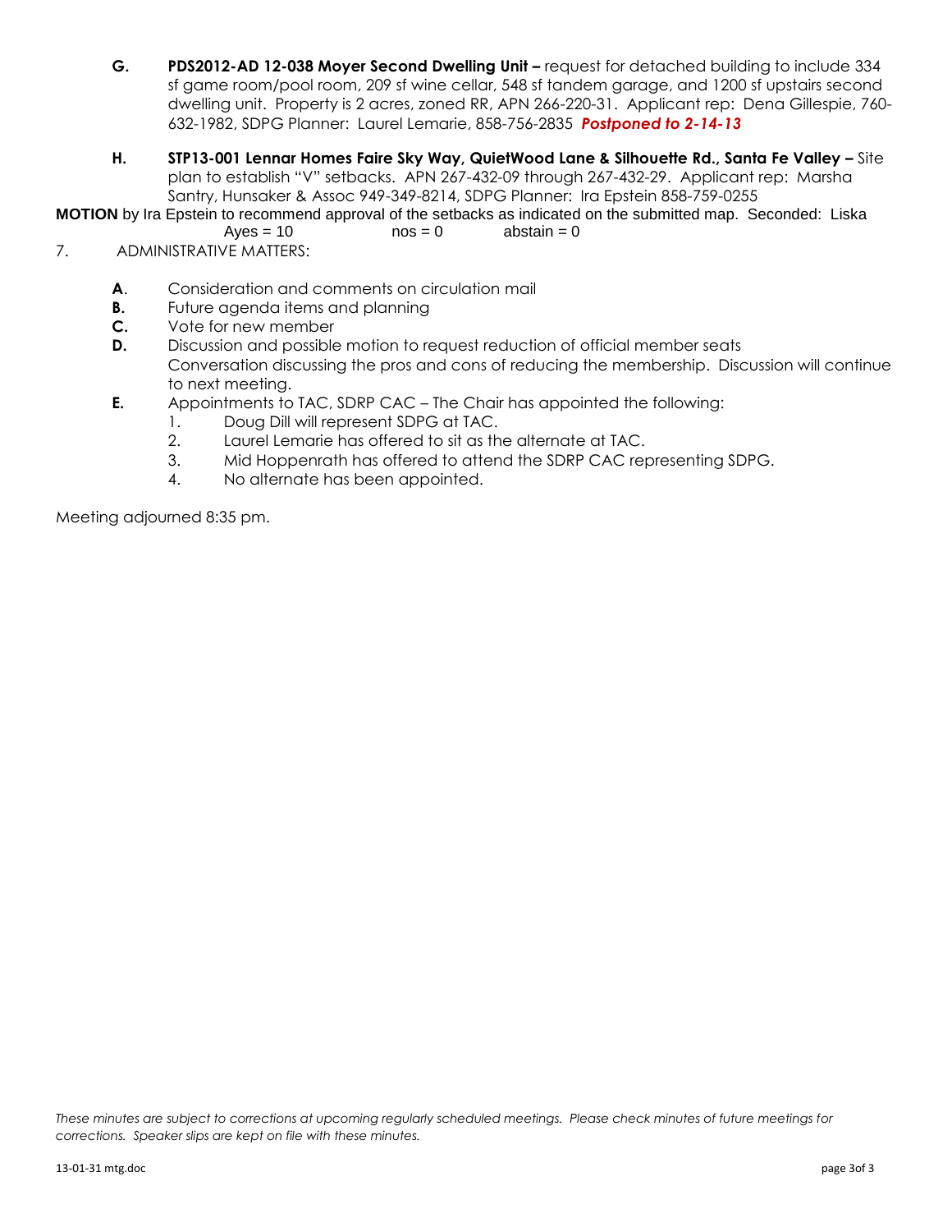**G.** **PDS2012-AD 12-038 Moyer Second Dwelling Unit –** request for detached building to include 334 sf game room/pool room, 209 sf wine cellar, 548 sf tandem garage, and 1200 sf upstairs second dwelling unit. Property is 2 acres, zoned RR, APN 266-220-31. Applicant rep: Dena Gillespie, 760-632-1982, SDPG Planner: Laurel Lemarie, 858-756-2835 ***Postponed to 2-14-13***

**H.** **STP13-001 Lennar Homes Faire Sky Way, QuietWood Lane & Silhouette Rd., Santa Fe Valley –** Site plan to establish "V" setbacks. APN 267-432-09 through 267-432-29. Applicant rep: Marsha Santry, Hunsaker & Assoc 949-349-8214, SDPG Planner: Ira Epstein 858-759-0255

**MOTION** by Ira Epstein to recommend approval of the setbacks as indicated on the submitted map. Seconded: Liska
Ayes = 10 nos = 0 abstain = 0

7. ADMINISTRATIVE MATTERS:

**A**. Consideration and comments on circulation mail
**B.** Future agenda items and planning
**C.** Vote for new member
**D.** Discussion and possible motion to request reduction of official member seats
Conversation discussing the pros and cons of reducing the membership. Discussion will continue to next meeting.
**E.** Appointments to TAC, SDRP CAC – The Chair has appointed the following:
1. Doug Dill will represent SDPG at TAC.
2. Laurel Lemarie has offered to sit as the alternate at TAC.
3. Mid Hoppenrath has offered to attend the SDRP CAC representing SDPG.
4. No alternate has been appointed.

Meeting adjourned 8:35 pm.

*These minutes are subject to corrections at upcoming regularly scheduled meetings. Please check minutes of future meetings for corrections. Speaker slips are kept on file with these minutes.*

13-01-31 mtg.doc